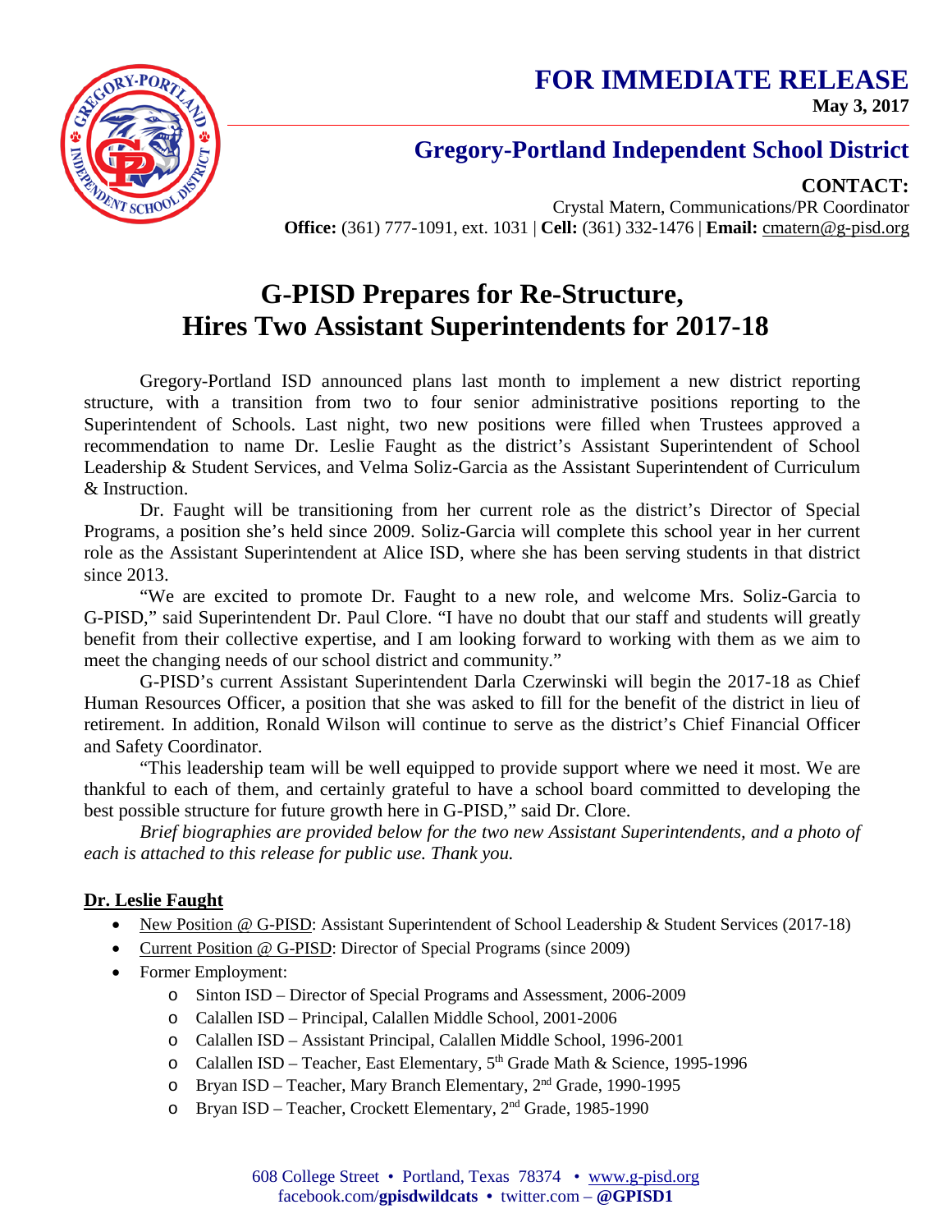# FOR IMMEDIATE RELEASE

**May 3, 2017**

## Gregory-Portland Independent School District

**CONTACT:**
Crystal Matern, Communications/PR Coordinator
**Office:** (361) 777-1091, ext. 1031 | **Cell:** (361) 332-1476 | **Email:** cmatern@g-pisd.org

# G-PISD Prepares for Re-Structure, Hires Two Assistant Superintendents for 2017-18

Gregory-Portland ISD announced plans last month to implement a new district reporting structure, with a transition from two to four senior administrative positions reporting to the Superintendent of Schools. Last night, two new positions were filled when Trustees approved a recommendation to name Dr. Leslie Faught as the district's Assistant Superintendent of School Leadership & Student Services, and Velma Soliz-Garcia as the Assistant Superintendent of Curriculum & Instruction.

Dr. Faught will be transitioning from her current role as the district's Director of Special Programs, a position she's held since 2009. Soliz-Garcia will complete this school year in her current role as the Assistant Superintendent at Alice ISD, where she has been serving students in that district since 2013.

"We are excited to promote Dr. Faught to a new role, and welcome Mrs. Soliz-Garcia to G-PISD," said Superintendent Dr. Paul Clore. "I have no doubt that our staff and students will greatly benefit from their collective expertise, and I am looking forward to working with them as we aim to meet the changing needs of our school district and community."

G-PISD's current Assistant Superintendent Darla Czerwinski will begin the 2017-18 as Chief Human Resources Officer, a position that she was asked to fill for the benefit of the district in lieu of retirement. In addition, Ronald Wilson will continue to serve as the district's Chief Financial Officer and Safety Coordinator.

"This leadership team will be well equipped to provide support where we need it most. We are thankful to each of them, and certainly grateful to have a school board committed to developing the best possible structure for future growth here in G-PISD," said Dr. Clore.

*Brief biographies are provided below for the two new Assistant Superintendents, and a photo of each is attached to this release for public use. Thank you.*

**Dr. Leslie Faught**

- New Position @ G-PISD: Assistant Superintendent of School Leadership & Student Services (2017-18)
- Current Position @ G-PISD: Director of Special Programs (since 2009)
- Former Employment:
  - Sinton ISD – Director of Special Programs and Assessment, 2006-2009
  - Calallen ISD – Principal, Calallen Middle School, 2001-2006
  - Calallen ISD – Assistant Principal, Calallen Middle School, 1996-2001
  - Calallen ISD – Teacher, East Elementary, 5th Grade Math & Science, 1995-1996
  - Bryan ISD – Teacher, Mary Branch Elementary, 2nd Grade, 1990-1995
  - Bryan ISD – Teacher, Crockett Elementary, 2nd Grade, 1985-1990

608 College Street • Portland, Texas 78374 • www.g-pisd.org
facebook.com/**gpisdwildcats** • twitter.com – **@GPISD1**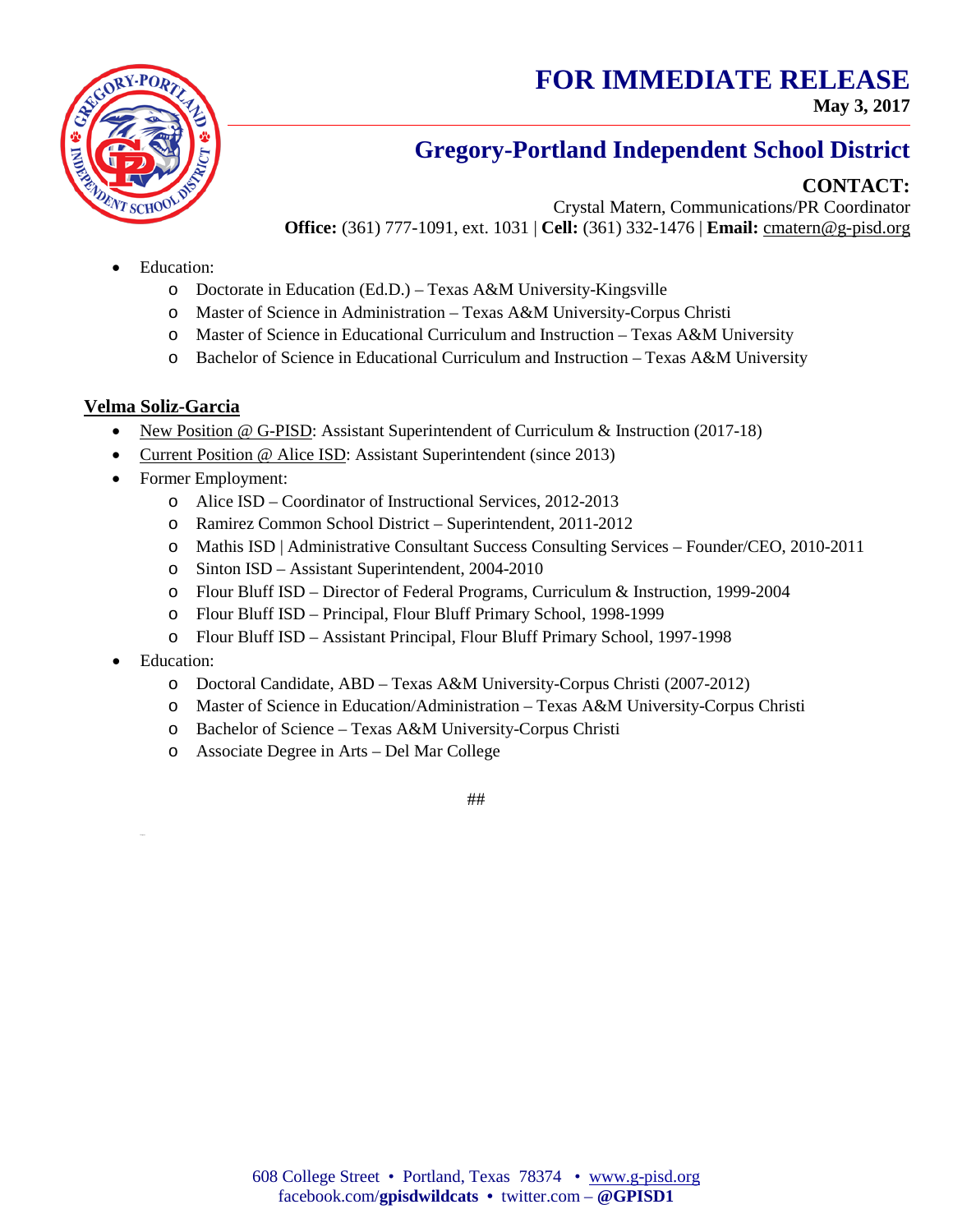# FOR IMMEDIATE RELEASE

**May 3, 2017**

## Gregory-Portland Independent School District

**CONTACT:**
Crystal Matern, Communications/PR Coordinator
**Office:** (361) 777-1091, ext. 1031 | **Cell:** (361) 332-1476 | **Email:** cmatern@g-pisd.org

- Education:
  - Doctorate in Education (Ed.D.) – Texas A&M University-Kingsville
  - Master of Science in Administration – Texas A&M University-Corpus Christi
  - Master of Science in Educational Curriculum and Instruction – Texas A&M University
  - Bachelor of Science in Educational Curriculum and Instruction – Texas A&M University

**Velma Soliz-Garcia**

- New Position @ G-PISD: Assistant Superintendent of Curriculum & Instruction (2017-18)
- Current Position @ Alice ISD: Assistant Superintendent (since 2013)
- Former Employment:
  - Alice ISD – Coordinator of Instructional Services, 2012-2013
  - Ramirez Common School District – Superintendent, 2011-2012
  - Mathis ISD | Administrative Consultant Success Consulting Services – Founder/CEO, 2010-2011
  - Sinton ISD – Assistant Superintendent, 2004-2010
  - Flour Bluff ISD – Director of Federal Programs, Curriculum & Instruction, 1999-2004
  - Flour Bluff ISD – Principal, Flour Bluff Primary School, 1998-1999
  - Flour Bluff ISD – Assistant Principal, Flour Bluff Primary School, 1997-1998
- Education:
  - Doctoral Candidate, ABD – Texas A&M University-Corpus Christi (2007-2012)
  - Master of Science in Education/Administration – Texas A&M University-Corpus Christi
  - Bachelor of Science – Texas A&M University-Corpus Christi
  - Associate Degree in Arts – Del Mar College

##

608 College Street • Portland, Texas 78374 • www.g-pisd.org
facebook.com/**gpisdwildcats** • twitter.com – **@GPISD1**